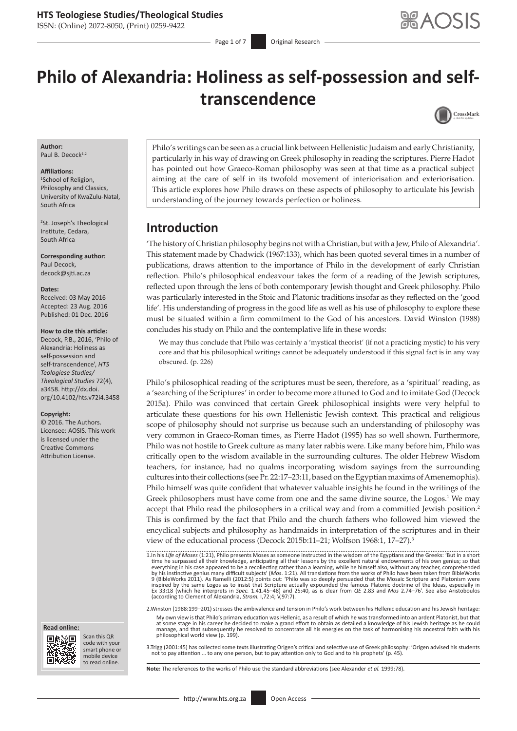# Philo of Alexandria: Holiness as self-possession and self-transcendence

**Author:**
Paul B. Decock[1,2]

**Affiliations:**
[1]School of Religion, Philosophy and Classics, University of KwaZulu-Natal, South Africa

[2]St. Joseph's Theological Institute, Cedara, South Africa

**Corresponding author:**
Paul Decock,
decock@sjti.ac.za

**Dates:**
Received: 03 May 2016
Accepted: 23 Aug. 2016
Published: 01 Dec. 2016

**How to cite this article:**
Decock, P.B., 2016, 'Philo of Alexandria: Holiness as self-possession and self-transcendence', *HTS Teologiese Studies/ Theological Studies* 72(4), a3458. http://dx.doi.org/10.4102/hts.v72i4.3458

**Copyright:**
© 2016. The Authors. Licensee: AOSIS. This work is licensed under the Creative Commons Attribution License.

Philo's writings can be seen as a crucial link between Hellenistic Judaism and early Christianity, particularly in his way of drawing on Greek philosophy in reading the scriptures. Pierre Hadot has pointed out how Graeco-Roman philosophy was seen at that time as a practical subject aiming at the care of self in its twofold movement of interiorisation and exteriorisation. This article explores how Philo draws on these aspects of philosophy to articulate his Jewish understanding of the journey towards perfection or holiness.

## Introduction

'The history of Christian philosophy begins not with a Christian, but with a Jew, Philo of Alexandria'. This statement made by Chadwick (1967:133), which has been quoted several times in a number of publications, draws attention to the importance of Philo in the development of early Christian reflection. Philo's philosophical endeavour takes the form of a reading of the Jewish scriptures, reflected upon through the lens of both contemporary Jewish thought and Greek philosophy. Philo was particularly interested in the Stoic and Platonic traditions insofar as they reflected on the 'good life'. His understanding of progress in the good life as well as his use of philosophy to explore these must be situated within a firm commitment to the God of his ancestors. David Winston (1988) concludes his study on Philo and the contemplative life in these words:

> We may thus conclude that Philo was certainly a 'mystical theorist' (if not a practicing mystic) to his very core and that his philosophical writings cannot be adequately understood if this signal fact is in any way obscured. (p. 226)

Philo's philosophical reading of the scriptures must be seen, therefore, as a 'spiritual' reading, as a 'searching of the Scriptures' in order to become more attuned to God and to imitate God (Decock 2015a). Philo was convinced that certain Greek philosophical insights were very helpful to articulate these questions for his own Hellenistic Jewish context. This practical and religious scope of philosophy should not surprise us because such an understanding of philosophy was very common in Graeco-Roman times, as Pierre Hadot (1995) has so well shown. Furthermore, Philo was not hostile to Greek culture as many later rabbis were. Like many before him, Philo was critically open to the wisdom available in the surrounding cultures. The older Hebrew Wisdom teachers, for instance, had no qualms incorporating wisdom sayings from the surrounding cultures into their collections (see Pr. 22:17–23:11, based on the Egyptian maxims of Amenemophis). Philo himself was quite confident that whatever valuable insights he found in the writings of the Greek philosophers must have come from one and the same divine source, the Logos.[1] We may accept that Philo read the philosophers in a critical way and from a committed Jewish position.[2] This is confirmed by the fact that Philo and the church fathers who followed him viewed the encyclical subjects and philosophy as handmaids in interpretation of the scriptures and in their view of the educational process (Decock 2015b:11–21; Wolfson 1968:1, 17–27).[3]

1.In his *Life of Moses* (1:21), Philo presents Moses as someone instructed in the wisdom of the Egyptians and the Greeks: 'But in a short time he surpassed all their knowledge, anticipating all their lessons by the excellent natural endowments of his own genius; so that everything in his case appeared to be a recollecting rather than a learning, while he himself also, without any teacher, comprehended by his instinctive genius many difficult subjects' (*Mos*. 1:21). All translations from the works of Philo have been taken from BibleWorks 9 (BibleWorks 2011). As Ramelli (2012:5) points out: 'Philo was so deeply persuaded that the Mosaic Scripture and Platonism were inspired by the same Logos as to insist that Scripture actually expounded the famous Platonic doctrine of the Ideas, especially in Ex 33:18 (which he interprets in *Spec.* 1.41.45–48) and 25:40, as is clear from *QE* 2.83 and *Mos* 2.74–76'. See also Aristoboulos (according to Clement of Alexandria, *Strom.* I,72:4; V,97:7).

2.Winston (1988:199–201) stresses the ambivalence and tension in Philo's work between his Hellenic education and his Jewish heritage:

> My own view is that Philo's primary education was Hellenic, as a result of which he was transformed into an ardent Platonist, but that at some stage in his career he decided to make a grand effort to obtain as detailed a knowledge of his Jewish heritage as he could manage, and that subsequently he resolved to concentrate all his energies on the task of harmonising his ancestral faith with his philosophical world view (p. 199).

3.Trigg (2001:45) has collected some texts illustrating Origen's critical and selective use of Greek philosophy: 'Origen advised his students not to pay attention … to any one person, but to pay attention only to God and to his prophets' (p. 45).

**Note:** The references to the works of Philo use the standard abbreviations (see Alexander *et al.* 1999:78).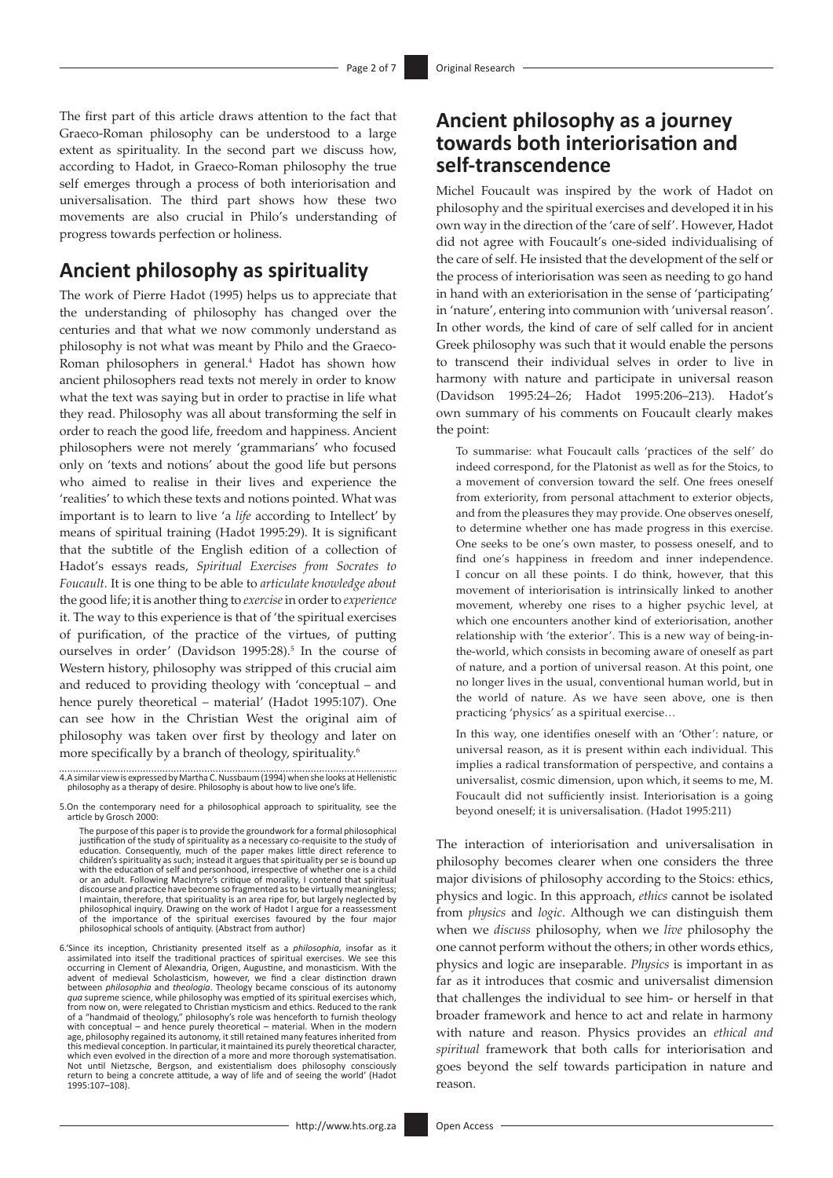The first part of this article draws attention to the fact that Graeco-Roman philosophy can be understood to a large extent as spirituality. In the second part we discuss how, according to Hadot, in Graeco-Roman philosophy the true self emerges through a process of both interiorisation and universalisation. The third part shows how these two movements are also crucial in Philo's understanding of progress towards perfection or holiness.

## Ancient philosophy as spirituality

The work of Pierre Hadot (1995) helps us to appreciate that the understanding of philosophy has changed over the centuries and that what we now commonly understand as philosophy is not what was meant by Philo and the Graeco-Roman philosophers in general.[4] Hadot has shown how ancient philosophers read texts not merely in order to know what the text was saying but in order to practise in life what they read. Philosophy was all about transforming the self in order to reach the good life, freedom and happiness. Ancient philosophers were not merely 'grammarians' who focused only on 'texts and notions' about the good life but persons who aimed to realise in their lives and experience the 'realities' to which these texts and notions pointed. What was important is to learn to live 'a *life* according to Intellect' by means of spiritual training (Hadot 1995:29). It is significant that the subtitle of the English edition of a collection of Hadot's essays reads, *Spiritual Exercises from Socrates to Foucault.* It is one thing to be able to *articulate knowledge about* the good life; it is another thing to *exercise* in order to *experience* it. The way to this experience is that of 'the spiritual exercises of purification, of the practice of the virtues, of putting ourselves in order' (Davidson 1995:28).[5] In the course of Western history, philosophy was stripped of this crucial aim and reduced to providing theology with 'conceptual – and hence purely theoretical – material' (Hadot 1995:107). One can see how in the Christian West the original aim of philosophy was taken over first by theology and later on more specifically by a branch of theology, spirituality.[6]

## Ancient philosophy as a journey towards both interiorisation and self-transcendence

Michel Foucault was inspired by the work of Hadot on philosophy and the spiritual exercises and developed it in his own way in the direction of the 'care of self'. However, Hadot did not agree with Foucault's one-sided individualising of the care of self. He insisted that the development of the self or the process of interiorisation was seen as needing to go hand in hand with an exteriorisation in the sense of 'participating' in 'nature', entering into communion with 'universal reason'. In other words, the kind of care of self called for in ancient Greek philosophy was such that it would enable the persons to transcend their individual selves in order to live in harmony with nature and participate in universal reason (Davidson 1995:24–26; Hadot 1995:206–213). Hadot's own summary of his comments on Foucault clearly makes the point:

> To summarise: what Foucault calls 'practices of the self' do indeed correspond, for the Platonist as well as for the Stoics, to a movement of conversion toward the self. One frees oneself from exteriority, from personal attachment to exterior objects, and from the pleasures they may provide. One observes oneself, to determine whether one has made progress in this exercise. One seeks to be one's own master, to possess oneself, and to find one's happiness in freedom and inner independence. I concur on all these points. I do think, however, that this movement of interiorisation is intrinsically linked to another movement, whereby one rises to a higher psychic level, at which one encounters another kind of exteriorisation, another relationship with 'the exterior'. This is a new way of being-in-the-world, which consists in becoming aware of oneself as part of nature, and a portion of universal reason. At this point, one no longer lives in the usual, conventional human world, but in the world of nature. As we have seen above, one is then practicing 'physics' as a spiritual exercise…
>
> In this way, one identifies oneself with an 'Other': nature, or universal reason, as it is present within each individual. This implies a radical transformation of perspective, and contains a universalist, cosmic dimension, upon which, it seems to me, M. Foucault did not sufficiently insist. Interiorisation is a going beyond oneself; it is universalisation. (Hadot 1995:211)

The interaction of interiorisation and universalisation in philosophy becomes clearer when one considers the three major divisions of philosophy according to the Stoics: ethics, physics and logic. In this approach, *ethics* cannot be isolated from *physics* and *logic*. Although we can distinguish them when we *discuss* philosophy, when we *live* philosophy the one cannot perform without the others; in other words ethics, physics and logic are inseparable. *Physics* is important in as far as it introduces that cosmic and universalist dimension that challenges the individual to see him- or herself in that broader framework and hence to act and relate in harmony with nature and reason. Physics provides an *ethical and spiritual* framework that both calls for interiorisation and goes beyond the self towards participation in nature and reason.

---

4. A similar view is expressed by Martha C. Nussbaum (1994) when she looks at Hellenistic philosophy as a therapy of desire. Philosophy is about how to live one's life.

5. On the contemporary need for a philosophical approach to spirituality, see the article by Grosch 2000:

> The purpose of this paper is to provide the groundwork for a formal philosophical justification of the study of spirituality as a necessary co-requisite to the study of education. Consequently, much of the paper makes little direct reference to children's spirituality as such; instead it argues that spirituality per se is bound up with the education of self and personhood, irrespective of whether one is a child or an adult. Following MacIntyre's critique of morality, I contend that spiritual discourse and practice have become so fragmented as to be virtually meaningless; I maintain, therefore, that spirituality is an area ripe for, but largely neglected by philosophical inquiry. Drawing on the work of Hadot I argue for a reassessment of the importance of the spiritual exercises favoured by the four major philosophical schools of antiquity. (Abstract from author)

6. 'Since its inception, Christianity presented itself as a *philosophia*, insofar as it assimilated into itself the traditional practices of spiritual exercises. We see this occurring in Clement of Alexandria, Origen, Augustine, and monasticism. With the advent of medieval Scholasticism, however, we find a clear distinction drawn between *philosophia* and *theologia*. Theology became conscious of its autonomy *qua* supreme science, while philosophy was emptied of its spiritual exercises which, from now on, were relegated to Christian mysticism and ethics. Reduced to the rank of a "handmaid of theology," philosophy's role was henceforth to furnish theology with conceptual – and hence purely theoretical – material. When in the modern age, philosophy regained its autonomy, it still retained many features inherited from this medieval conception. In particular, it maintained its purely theoretical character, which even evolved in the direction of a more and more thorough systematisation. Not until Nietzsche, Bergson, and existentialism does philosophy consciously return to being a concrete attitude, a way of life and of seeing the world' (Hadot 1995:107–108).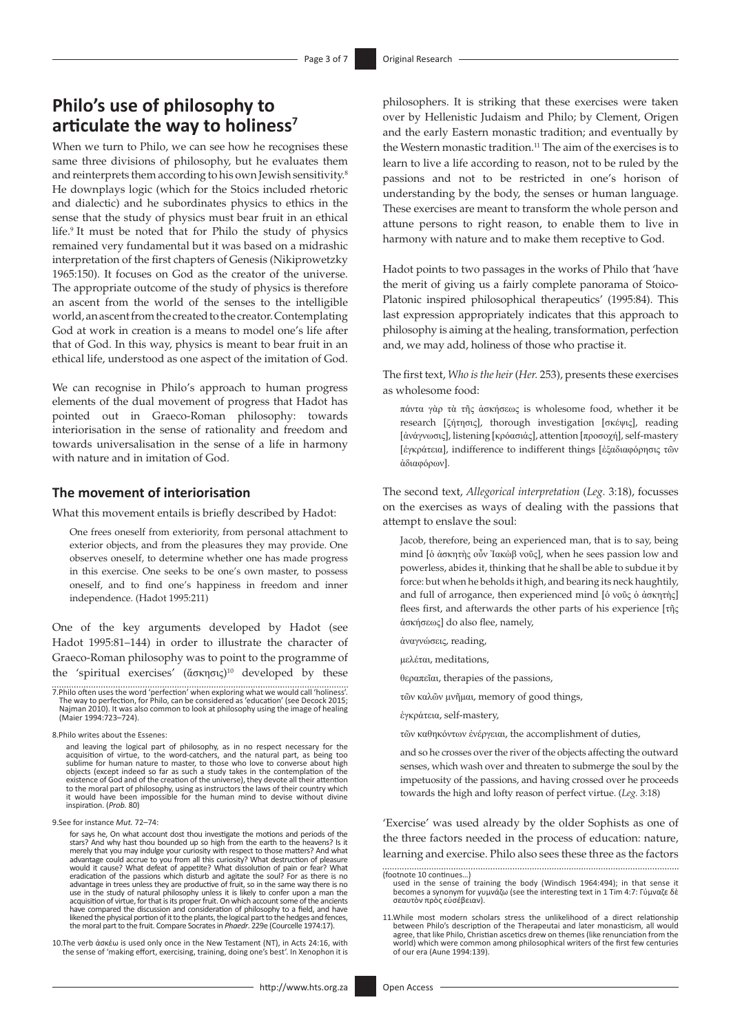## Philo's use of philosophy to articulate the way to holiness[7]

When we turn to Philo, we can see how he recognises these same three divisions of philosophy, but he evaluates them and reinterprets them according to his own Jewish sensitivity.[8] He downplays logic (which for the Stoics included rhetoric and dialectic) and he subordinates physics to ethics in the sense that the study of physics must bear fruit in an ethical life.[9] It must be noted that for Philo the study of physics remained very fundamental but it was based on a midrashic interpretation of the first chapters of Genesis (Nikiprowetzky 1965:150). It focuses on God as the creator of the universe. The appropriate outcome of the study of physics is therefore an ascent from the world of the senses to the intelligible world, an ascent from the created to the creator. Contemplating God at work in creation is a means to model one's life after that of God. In this way, physics is meant to bear fruit in an ethical life, understood as one aspect of the imitation of God.

We can recognise in Philo's approach to human progress elements of the dual movement of progress that Hadot has pointed out in Graeco-Roman philosophy: towards interiorisation in the sense of rationality and freedom and towards universalisation in the sense of a life in harmony with nature and in imitation of God.

### The movement of interiorisation

What this movement entails is briefly described by Hadot:

> One frees oneself from exteriority, from personal attachment to exterior objects, and from the pleasures they may provide. One observes oneself, to determine whether one has made progress in this exercise. One seeks to be one's own master, to possess oneself, and to find one's happiness in freedom and inner independence. (Hadot 1995:211)

One of the key arguments developed by Hadot (see Hadot 1995:81–144) in order to illustrate the character of Graeco-Roman philosophy was to point to the programme of the 'spiritual exercises' (ἄσκησις)[10] developed by these philosophers. It is striking that these exercises were taken over by Hellenistic Judaism and Philo; by Clement, Origen and the early Eastern monastic tradition; and eventually by the Western monastic tradition.[11] The aim of the exercises is to learn to live a life according to reason, not to be ruled by the passions and not to be restricted in one's horison of understanding by the body, the senses or human language. These exercises are meant to transform the whole person and attune persons to right reason, to enable them to live in harmony with nature and to make them receptive to God.

Hadot points to two passages in the works of Philo that 'have the merit of giving us a fairly complete panorama of Stoico-Platonic inspired philosophical therapeutics' (1995:84). This last expression appropriately indicates that this approach to philosophy is aiming at the healing, transformation, perfection and, we may add, holiness of those who practise it.

The first text, *Who is the heir* (*Her.* 253), presents these exercises as wholesome food:

> πάντα γὰρ τὰ τῆς ἀσκήσεως is wholesome food, whether it be research [ζήτησις], thorough investigation [σκέψις], reading [ἀνάγνωσις], listening [κρόασιάς], attention [προσοχή], self-mastery [ἐγκράτεια], indifference to indifferent things [ἐξαδιαφόρησις τῶν ἀδιαφόρων].

The second text, *Allegorical interpretation* (*Leg.* 3:18), focusses on the exercises as ways of dealing with the passions that attempt to enslave the soul:

> Jacob, therefore, being an experienced man, that is to say, being mind [ὁ ἀσκητὴς οὖν Ἰακὼβ νοῦς], when he sees passion low and powerless, abides it, thinking that he shall be able to subdue it by force: but when he beholds it high, and bearing its neck haughtily, and full of arrogance, then experienced mind [ὁ νοῦς ὁ ἀσκητὴς] flees first, and afterwards the other parts of his experience [τῆς ἀσκήσεως] do also flee, namely,
>
> ἀναγνώσεις, reading,
>
> μελέται, meditations,
>
> θεραπεῖαι, therapies of the passions,
>
> τῶν καλῶν μνῆμαι, memory of good things,
>
> ἐγκράτεια, self-mastery,
>
> τῶν καθηκόντων ἐνέργειαι, the accomplishment of duties,
>
> and so he crosses over the river of the objects affecting the outward senses, which wash over and threaten to submerge the soul by the impetuosity of the passions, and having crossed over he proceeds towards the high and lofty reason of perfect virtue. (*Leg.* 3:18)

'Exercise' was used already by the older Sophists as one of the three factors needed in the process of education: nature, learning and exercise. Philo also sees these three as the factors

---

7. Philo often uses the word 'perfection' when exploring what we would call 'holiness'. The way to perfection, for Philo, can be considered as 'education' (see Decock 2015; Najman 2010). It was also common to look at philosophy using the image of healing (Maier 1994:723–724).

8. Philo writes about the Essenes:

> and leaving the logical part of philosophy, as in no respect necessary for the acquisition of virtue, to the word-catchers, and the natural part, as being too sublime for human nature to master, to those who love to converse about high objects (except indeed so far as such a study takes in the contemplation of the existence of God and of the creation of the universe), they devote all their attention to the moral part of philosophy, using as instructors the laws of their country which it would have been impossible for the human mind to devise without divine inspiration. (*Prob.* 80)

9. See for instance *Mut.* 72–74:

> for says he, On what account dost thou investigate the motions and periods of the stars? And why hast thou bounded up so high from the earth to the heavens? Is it merely that you may indulge your curiosity with respect to those matters? And what advantage could accrue to you from all this curiosity? What destruction of pleasure would it cause? What defeat of appetite? What dissolution of pain or fear? What eradication of the passions which disturb and agitate the soul? For as there is no advantage in trees unless they are productive of fruit, so in the same way there is no use in the study of natural philosophy unless it is likely to confer upon a man the acquisition of virtue, for that is its proper fruit. On which account some of the ancients have compared the discussion and consideration of philosophy to a field, and have likened the physical portion of it to the plants, the logical part to the hedges and fences, the moral part to the fruit. Compare Socrates in *Phaedr*. 229e (Courcelle 1974:17).

10. The verb ἀσκέω is used only once in the New Testament (NT), in Acts 24:16, with the sense of 'making effort, exercising, training, doing one's best'. In Xenophon it is used in the sense of training the body (Windisch 1964:494); in that sense it becomes a synonym for γυμνάζω (see the interesting text in 1 Tim 4:7: Γύμναζε δὲ σεαυτὸν πρὸς εὐσέβειαν).

11. While most modern scholars stress the unlikelihood of a direct relationship between Philo's description of the Therapeutai and later monasticism, all would agree, that like Philo, Christian ascetics drew on themes (like renunciation from the world) which were common among philosophical writers of the first few centuries of our era (Aune 1994:139).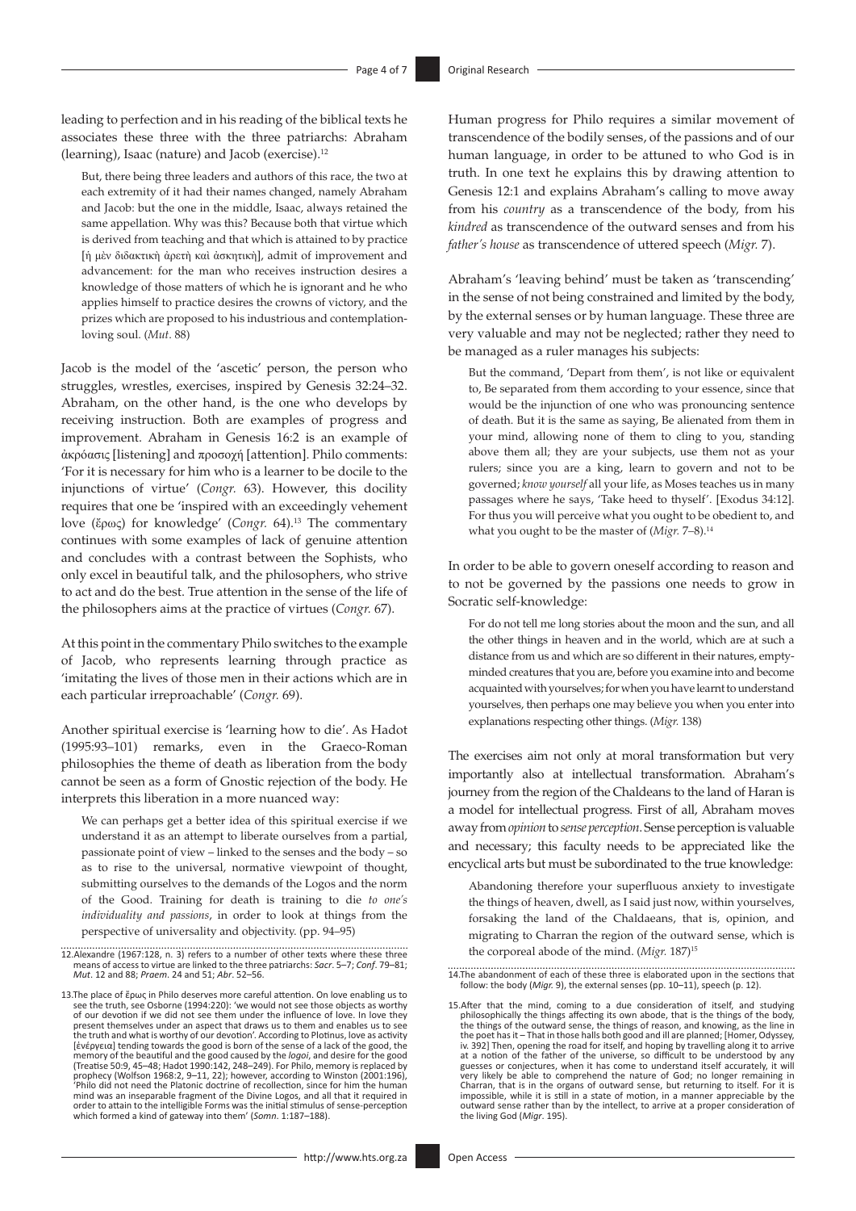leading to perfection and in his reading of the biblical texts he associates these three with the three patriarchs: Abraham (learning), Isaac (nature) and Jacob (exercise).[12]

> But, there being three leaders and authors of this race, the two at each extremity of it had their names changed, namely Abraham and Jacob: but the one in the middle, Isaac, always retained the same appellation. Why was this? Because both that virtue which is derived from teaching and that which is attained to by practice [ἡ μὲν διδακτικὴ ἀρετὴ καὶ ἀσκητικὴ], admit of improvement and advancement: for the man who receives instruction desires a knowledge of those matters of which he is ignorant and he who applies himself to practice desires the crowns of victory, and the prizes which are proposed to his industrious and contemplation-loving soul. (*Mut*. 88)

Jacob is the model of the 'ascetic' person, the person who struggles, wrestles, exercises, inspired by Genesis 32:24–32. Abraham, on the other hand, is the one who develops by receiving instruction. Both are examples of progress and improvement. Abraham in Genesis 16:2 is an example of ἀκρόασις [listening] and προσοχή [attention]. Philo comments: 'For it is necessary for him who is a learner to be docile to the injunctions of virtue' (*Congr.* 63). However, this docility requires that one be 'inspired with an exceedingly vehement love (ἔρως) for knowledge' (*Congr.* 64).[13] The commentary continues with some examples of lack of genuine attention and concludes with a contrast between the Sophists, who only excel in beautiful talk, and the philosophers, who strive to act and do the best. True attention in the sense of the life of the philosophers aims at the practice of virtues (*Congr.* 67).

At this point in the commentary Philo switches to the example of Jacob, who represents learning through practice as 'imitating the lives of those men in their actions which are in each particular irreproachable' (*Congr.* 69).

Another spiritual exercise is 'learning how to die'. As Hadot (1995:93–101) remarks, even in the Graeco-Roman philosophies the theme of death as liberation from the body cannot be seen as a form of Gnostic rejection of the body. He interprets this liberation in a more nuanced way:

> We can perhaps get a better idea of this spiritual exercise if we understand it as an attempt to liberate ourselves from a partial, passionate point of view – linked to the senses and the body – so as to rise to the universal, normative viewpoint of thought, submitting ourselves to the demands of the Logos and the norm of the Good. Training for death is training to die *to one's individuality and passions*, in order to look at things from the perspective of universality and objectivity. (pp. 94–95)

Human progress for Philo requires a similar movement of transcendence of the bodily senses, of the passions and of our human language, in order to be attuned to who God is in truth. In one text he explains this by drawing attention to Genesis 12:1 and explains Abraham's calling to move away from his *country* as a transcendence of the body, from his *kindred* as transcendence of the outward senses and from his *father's house* as transcendence of uttered speech (*Migr.* 7).

Abraham's 'leaving behind' must be taken as 'transcending' in the sense of not being constrained and limited by the body, by the external senses or by human language. These three are very valuable and may not be neglected; rather they need to be managed as a ruler manages his subjects:

> But the command, 'Depart from them', is not like or equivalent to, Be separated from them according to your essence, since that would be the injunction of one who was pronouncing sentence of death. But it is the same as saying, Be alienated from them in your mind, allowing none of them to cling to you, standing above them all; they are your subjects, use them not as your rulers; since you are a king, learn to govern and not to be governed; *know yourself* all your life, as Moses teaches us in many passages where he says, 'Take heed to thyself'. [Exodus 34:12]. For thus you will perceive what you ought to be obedient to, and what you ought to be the master of (*Migr.* 7–8).[14]

In order to be able to govern oneself according to reason and to not be governed by the passions one needs to grow in Socratic self-knowledge:

> For do not tell me long stories about the moon and the sun, and all the other things in heaven and in the world, which are at such a distance from us and which are so different in their natures, empty-minded creatures that you are, before you examine into and become acquainted with yourselves; for when you have learnt to understand yourselves, then perhaps one may believe you when you enter into explanations respecting other things. (*Migr.* 138)

The exercises aim not only at moral transformation but very importantly also at intellectual transformation. Abraham's journey from the region of the Chaldeans to the land of Haran is a model for intellectual progress. First of all, Abraham moves away from *opinion* to *sense perception*. Sense perception is valuable and necessary; this faculty needs to be appreciated like the encyclical arts but must be subordinated to the true knowledge:

> Abandoning therefore your superfluous anxiety to investigate the things of heaven, dwell, as I said just now, within yourselves, forsaking the land of the Chaldaeans, that is, opinion, and migrating to Charran the region of the outward sense, which is the corporeal abode of the mind. (*Migr.* 187)[15]

---

12. Alexandre (1967:128, n. 3) refers to a number of other texts where these three means of access to virtue are linked to the three patriarchs: *Sacr*. 5–7; *Conf*. 79–81; *Mut*. 12 and 88; *Praem*. 24 and 51; *Abr*. 52–56.

13. The place of ἔρως in Philo deserves more careful attention. On love enabling us to see the truth, see Osborne (1994:220): 'we would not see those objects as worthy of our devotion if we did not see them under the influence of love. In love they present themselves under an aspect that draws us to them and enables us to see the truth and what is worthy of our devotion'. According to Plotinus, love as activity [ἐνέργεια] tending towards the good is born of the sense of a lack of the good, the memory of the beautiful and the good caused by the *logoi*, and desire for the good (Treatise 50:9, 45–48; Hadot 1990:142, 248–249). For Philo, memory is replaced by prophecy (Wolfson 1968:2, 9–11, 22); however, according to Winston (2001:196), 'Philo did not need the Platonic doctrine of recollection, since for him the human mind was an inseparable fragment of the Divine Logos, and all that it required in order to attain to the intelligible Forms was the initial stimulus of sense-perception which formed a kind of gateway into them' (*Somn*. 1:187–188).

14. The abandonment of each of these three is elaborated upon in the sections that follow: the body (*Migr.* 9), the external senses (pp. 10–11), speech (p. 12).

15. After that the mind, coming to a due consideration of itself, and studying philosophically the things affecting its own abode, that is the things of the body, the things of the outward sense, the things of reason, and knowing, as the line in the poet has it – That in those halls both good and ill are planned; [Homer, Odyssey, iv. 392] Then, opening the road for itself, and hoping by travelling along it to arrive at a notion of the father of the universe, so difficult to be understood by any guesses or conjectures, when it has come to understand itself accurately, it will very likely be able to comprehend the nature of God; no longer remaining in Charran, that is in the organs of outward sense, but returning to itself. For it is impossible, while it is still in a state of motion, in a manner appreciable by the outward sense rather than by the intellect, to arrive at a proper consideration of the living God (*Migr*. 195).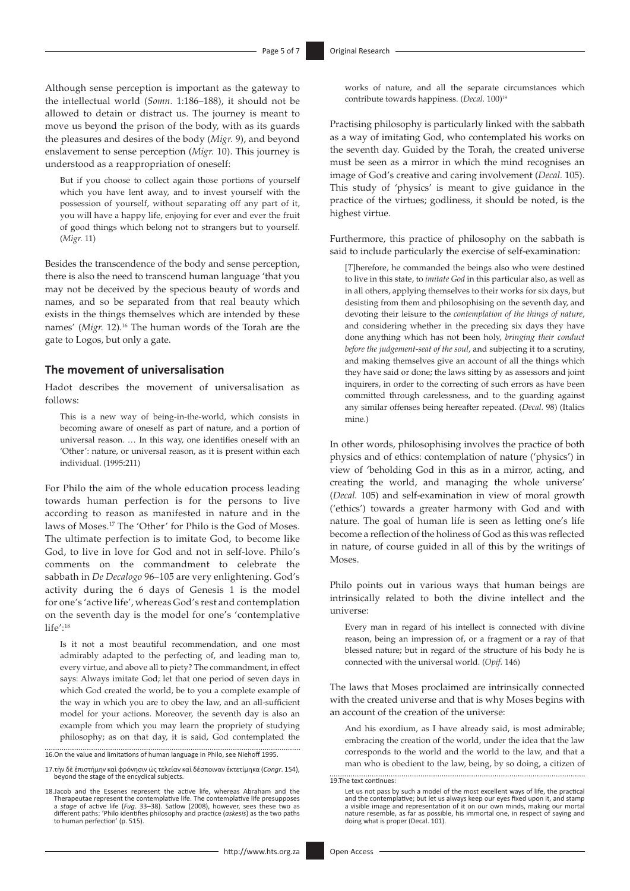Although sense perception is important as the gateway to the intellectual world (*Somn.* 1:186–188), it should not be allowed to detain or distract us. The journey is meant to move us beyond the prison of the body, with as its guards the pleasures and desires of the body (*Migr.* 9), and beyond enslavement to sense perception (*Migr.* 10). This journey is understood as a reappropriation of oneself:

> But if you choose to collect again those portions of yourself which you have lent away, and to invest yourself with the possession of yourself, without separating off any part of it, you will have a happy life, enjoying for ever and ever the fruit of good things which belong not to strangers but to yourself. (*Migr.* 11)

Besides the transcendence of the body and sense perception, there is also the need to transcend human language 'that you may not be deceived by the specious beauty of words and names, and so be separated from that real beauty which exists in the things themselves which are intended by these names' (*Migr.* 12).[16] The human words of the Torah are the gate to Logos, but only a gate.

## The movement of universalisation

Hadot describes the movement of universalisation as follows:

> This is a new way of being-in-the-world, which consists in becoming aware of oneself as part of nature, and a portion of universal reason. … In this way, one identifies oneself with an 'Other': nature, or universal reason, as it is present within each individual. (1995:211)

For Philo the aim of the whole education process leading towards human perfection is for the persons to live according to reason as manifested in nature and in the laws of Moses.[17] The 'Other' for Philo is the God of Moses. The ultimate perfection is to imitate God, to become like God, to live in love for God and not in self-love. Philo's comments on the commandment to celebrate the sabbath in *De Decalogo* 96–105 are very enlightening. God's activity during the 6 days of Genesis 1 is the model for one's 'active life', whereas God's rest and contemplation on the seventh day is the model for one's 'contemplative life':[18]

> Is it not a most beautiful recommendation, and one most admirably adapted to the perfecting of, and leading man to, every virtue, and above all to piety? The commandment, in effect says: Always imitate God; let that one period of seven days in which God created the world, be to you a complete example of the way in which you are to obey the law, and an all-sufficient model for your actions. Moreover, the seventh day is also an example from which you may learn the propriety of studying philosophy; as on that day, it is said, God contemplated the works of nature, and all the separate circumstances which contribute towards happiness. (*Decal.* 100)[19]

Practising philosophy is particularly linked with the sabbath as a way of imitating God, who contemplated his works on the seventh day. Guided by the Torah, the created universe must be seen as a mirror in which the mind recognises an image of God's creative and caring involvement (*Decal.* 105). This study of 'physics' is meant to give guidance in the practice of the virtues; godliness, it should be noted, is the highest virtue.

Furthermore, this practice of philosophy on the sabbath is said to include particularly the exercise of self-examination:

> [*T*]herefore, he commanded the beings also who were destined to live in this state, to *imitate God* in this particular also, as well as in all others, applying themselves to their works for six days, but desisting from them and philosophising on the seventh day, and devoting their leisure to the *contemplation of the things of nature*, and considering whether in the preceding six days they have done anything which has not been holy, *bringing their conduct before the judgement-seat of the soul*, and subjecting it to a scrutiny, and making themselves give an account of all the things which they have said or done; the laws sitting by as assessors and joint inquirers, in order to the correcting of such errors as have been committed through carelessness, and to the guarding against any similar offenses being hereafter repeated. (*Decal.* 98) (Italics mine.)

In other words, philosophising involves the practice of both physics and of ethics: contemplation of nature ('physics') in view of 'beholding God in this as in a mirror, acting, and creating the world, and managing the whole universe' (*Decal.* 105) and self-examination in view of moral growth ('ethics') towards a greater harmony with God and with nature. The goal of human life is seen as letting one's life become a reflection of the holiness of God as this was reflected in nature, of course guided in all of this by the writings of Moses.

Philo points out in various ways that human beings are intrinsically related to both the divine intellect and the universe:

> Every man in regard of his intellect is connected with divine reason, being an impression of, or a fragment or a ray of that blessed nature; but in regard of the structure of his body he is connected with the universal world. (*Opif.* 146)

The laws that Moses proclaimed are intrinsically connected with the created universe and that is why Moses begins with an account of the creation of the universe:

> And his exordium, as I have already said, is most admirable; embracing the creation of the world, under the idea that the law corresponds to the world and the world to the law, and that a man who is obedient to the law, being, by so doing, a citizen of

---

16. On the value and limitations of human language in Philo, see Niehoff 1995.

17. τὴν δὲ ἐπιστήμην καὶ φρόνησιν ὡς τελείαν καὶ δέσποιναν ἐκτετίμηκα (*Congr.* 154), beyond the stage of the encyclical subjects.

18. Jacob and the Essenes represent the active life, whereas Abraham and the Therapeutae represent the contemplative life. The contemplative life presupposes a *stage* of active life (*Fug.* 33–38). Satlow (2008), however, sees these two as different paths: 'Philo identifies philosophy and practice (*askesis*) as the two paths to human perfection' (p. 515).

19. The text continues:

Let us not pass by such a model of the most excellent ways of life, the practical and the contemplative; but let us always keep our eyes fixed upon it, and stamp a visible image and representation of it on our own minds, making our mortal nature resemble, as far as possible, his immortal one, in respect of saying and doing what is proper (Decal. 101).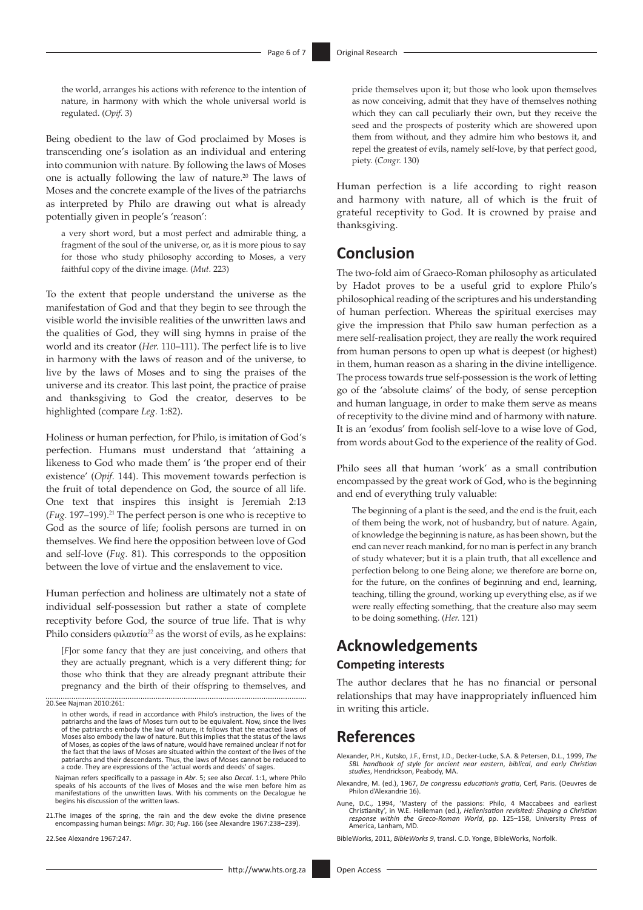the world, arranges his actions with reference to the intention of nature, in harmony with which the whole universal world is regulated. (*Opif.* 3)

Being obedient to the law of God proclaimed by Moses is transcending one's isolation as an individual and entering into communion with nature. By following the laws of Moses one is actually following the law of nature.[20] The laws of Moses and the concrete example of the lives of the patriarchs as interpreted by Philo are drawing out what is already potentially given in people's 'reason':

> a very short word, but a most perfect and admirable thing, a fragment of the soul of the universe, or, as it is more pious to say for those who study philosophy according to Moses, a very faithful copy of the divine image. (*Mut.* 223)

To the extent that people understand the universe as the manifestation of God and that they begin to see through the visible world the invisible realities of the unwritten laws and the qualities of God, they will sing hymns in praise of the world and its creator (*Her.* 110–111). The perfect life is to live in harmony with the laws of reason and of the universe, to live by the laws of Moses and to sing the praises of the universe and its creator. This last point, the practice of praise and thanksgiving to God the creator, deserves to be highlighted (compare *Leg.* 1:82).

Holiness or human perfection, for Philo, is imitation of God's perfection. Humans must understand that 'attaining a likeness to God who made them' is 'the proper end of their existence' (*Opif.* 144). This movement towards perfection is the fruit of total dependence on God, the source of all life. One text that inspires this insight is Jeremiah 2:13 (*Fug.* 197–199).[21] The perfect person is one who is receptive to God as the source of life; foolish persons are turned in on themselves. We find here the opposition between love of God and self-love (*Fug.* 81). This corresponds to the opposition between the love of virtue and the enslavement to vice.

Human perfection and holiness are ultimately not a state of individual self-possession but rather a state of complete receptivity before God, the source of true life. That is why Philo considers φιλαυτία[22] as the worst of evils, as he explains:

> [*F*]or some fancy that they are just conceiving, and others that they are actually pregnant, which is a very different thing; for those who think that they are already pregnant attribute their pregnancy and the birth of their offspring to themselves, and pride themselves upon it; but those who look upon themselves as now conceiving, admit that they have of themselves nothing which they can call peculiarly their own, but they receive the seed and the prospects of posterity which are showered upon them from without, and they admire him who bestows it, and repel the greatest of evils, namely self-love, by that perfect good, piety. (*Congr.* 130)

Human perfection is a life according to right reason and harmony with nature, all of which is the fruit of grateful receptivity to God. It is crowned by praise and thanksgiving.

## Conclusion

The two-fold aim of Graeco-Roman philosophy as articulated by Hadot proves to be a useful grid to explore Philo's philosophical reading of the scriptures and his understanding of human perfection. Whereas the spiritual exercises may give the impression that Philo saw human perfection as a mere self-realisation project, they are really the work required from human persons to open up what is deepest (or highest) in them, human reason as a sharing in the divine intelligence. The process towards true self-possession is the work of letting go of the 'absolute claims' of the body, of sense perception and human language, in order to make them serve as means of receptivity to the divine mind and of harmony with nature. It is an 'exodus' from foolish self-love to a wise love of God, from words about God to the experience of the reality of God.

Philo sees all that human 'work' as a small contribution encompassed by the great work of God, who is the beginning and end of everything truly valuable:

> The beginning of a plant is the seed, and the end is the fruit, each of them being the work, not of husbandry, but of nature. Again, of knowledge the beginning is nature, as has been shown, but the end can never reach mankind, for no man is perfect in any branch of study whatever; but it is a plain truth, that all excellence and perfection belong to one Being alone; we therefore are borne on, for the future, on the confines of beginning and end, learning, teaching, tilling the ground, working up everything else, as if we were really effecting something, that the creature also may seem to be doing something. (*Her.* 121)

## Acknowledgements

### Competing interests

The author declares that he has no financial or personal relationships that may have inappropriately influenced him in writing this article.

## References

Alexander, P.H., Kutsko, J.F., Ernst, J.D., Decker-Lucke, S.A. & Petersen, D.L., 1999, *The SBL handbook of style for ancient near eastern, biblical, and early Christian studies*, Hendrickson, Peabody, MA.

Alexandre, M. (ed.), 1967, *De congressu educationis gratia*, Cerf, Paris. (Oeuvres de Philon d'Alexandrie 16).

Aune, D.C., 1994, 'Mastery of the passions: Philo, 4 Maccabees and earliest Christianity', in W.E. Helleman (ed.), *Hellenisation revisited: Shaping a Christian response within the Greco-Roman World*, pp. 125–158, University Press of America, Lanham, MD.

BibleWorks, 2011, *BibleWorks 9*, transl. C.D. Yonge, BibleWorks, Norfolk.

---

20. See Najman 2010:261:

In other words, if read in accordance with Philo's instruction, the lives of the patriarchs and the laws of Moses turn out to be equivalent. Now, since the lives of the patriarchs embody the law of nature, it follows that the enacted laws of Moses also embody the law of nature. But this implies that the status of the laws of Moses, as copies of the laws of nature, would have remained unclear if not for the fact that the lives of Moses are situated within the context of the lives of the patriarchs and their descendants. Thus, the laws of Moses cannot be reduced to a code. They are expressions of the 'actual words and deeds' of sages.

Najman refers specifically to a passage in *Abr.* 5; see also *Decal.* 1:1, where Philo speaks of his accounts of the lives of Moses and the wise men before him as manifestations of the unwritten laws. With his comments on the Decalogue he begins his discussion of the written laws.

21. The images of the spring, the rain and the dew evoke the divine presence encompassing human beings: *Migr.* 30; *Fug.* 166 (see Alexandre 1967:238–239).

22. See Alexandre 1967:247.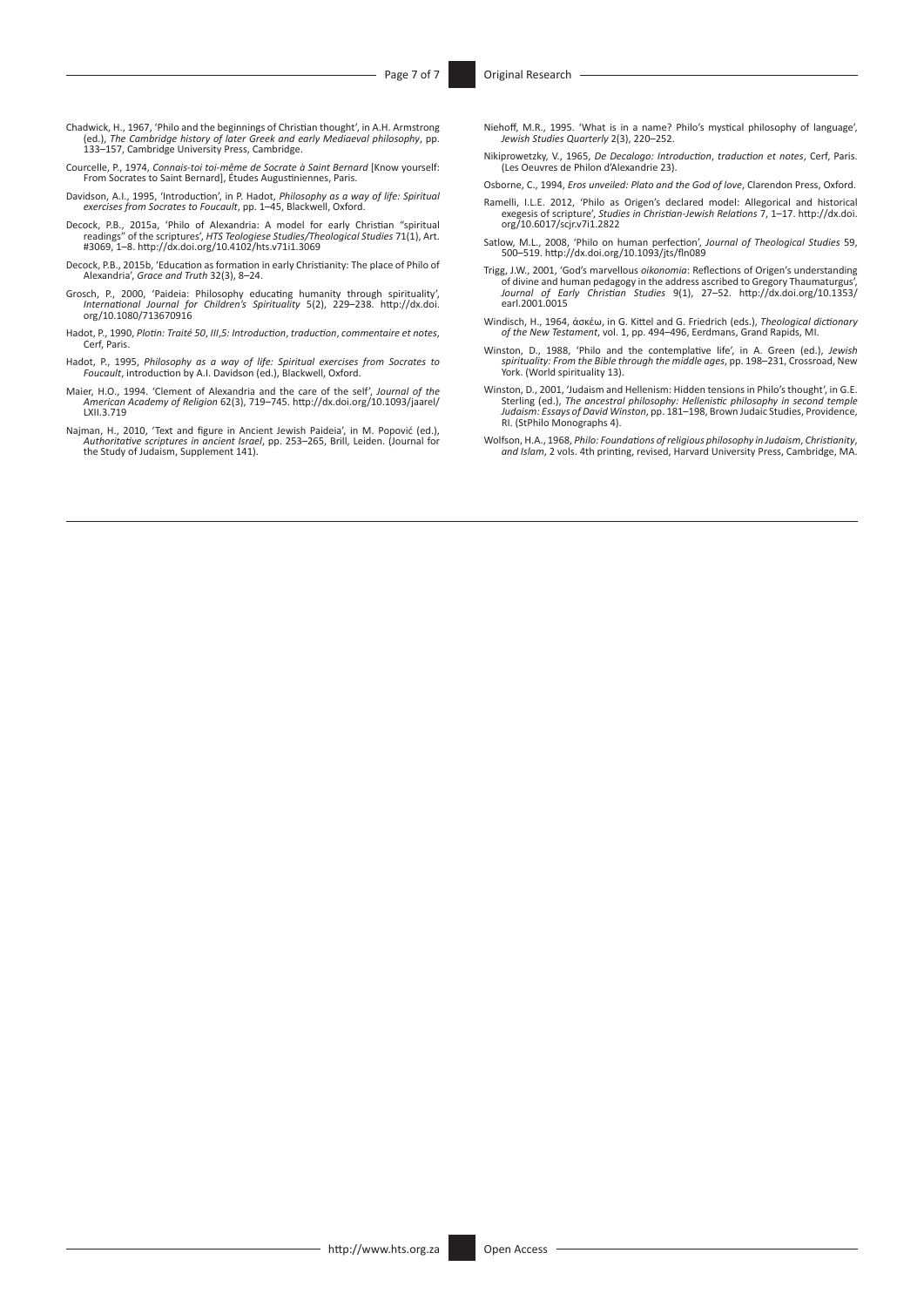Chadwick, H., 1967, 'Philo and the beginnings of Christian thought', in A.H. Armstrong (ed.), *The Cambridge history of later Greek and early Mediaeval philosophy*, pp. 133–157, Cambridge University Press, Cambridge.

Courcelle, P., 1974, *Connais-toi toi-même de Socrate à Saint Bernard* [Know yourself: From Socrates to Saint Bernard], Études Augustiniennes, Paris.

Davidson, A.I., 1995, 'Introduction', in P. Hadot, *Philosophy as a way of life: Spiritual exercises from Socrates to Foucault*, pp. 1–45, Blackwell, Oxford.

Decock, P.B., 2015a, 'Philo of Alexandria: A model for early Christian "spiritual readings" of the scriptures', *HTS Teologiese Studies/Theological Studies* 71(1), Art. #3069, 1–8. http://dx.doi.org/10.4102/hts.v71i1.3069

Decock, P.B., 2015b, 'Education as formation in early Christianity: The place of Philo of Alexandria', *Grace and Truth* 32(3), 8–24.

Grosch, P., 2000, 'Paideia: Philosophy educating humanity through spirituality', *International Journal for Children's Spirituality* 5(2), 229–238. http://dx.doi.org/10.1080/713670916

Hadot, P., 1990, *Plotin: Traité 50, III,5: Introduction, traduction, commentaire et notes*, Cerf, Paris.

Hadot, P., 1995, *Philosophy as a way of life: Spiritual exercises from Socrates to Foucault*, introduction by A.I. Davidson (ed.), Blackwell, Oxford.

Maier, H.O., 1994. 'Clement of Alexandria and the care of the self', *Journal of the American Academy of Religion* 62(3), 719–745. http://dx.doi.org/10.1093/jaarel/LXII.3.719

Najman, H., 2010, 'Text and figure in Ancient Jewish Paideia', in M. Popović (ed.), *Authoritative scriptures in ancient Israel*, pp. 253–265, Brill, Leiden. (Journal for the Study of Judaism, Supplement 141).

Niehoff, M.R., 1995. 'What is in a name? Philo's mystical philosophy of language', *Jewish Studies Quarterly* 2(3), 220–252.

Nikiprowetzky, V., 1965, *De Decalogo: Introduction, traduction et notes*, Cerf, Paris. (Les Oeuvres de Philon d'Alexandrie 23).

Osborne, C., 1994, *Eros unveiled: Plato and the God of love*, Clarendon Press, Oxford.

Ramelli, I.L.E. 2012, 'Philo as Origen's declared model: Allegorical and historical exegesis of scripture', *Studies in Christian-Jewish Relations* 7, 1–17. http://dx.doi.org/10.6017/scjr.v7i1.2822

Satlow, M.L., 2008, 'Philo on human perfection', *Journal of Theological Studies* 59, 500–519. http://dx.doi.org/10.1093/jts/fln089

Trigg, J.W., 2001, 'God's marvellous *oikonomia*: Reflections of Origen's understanding of divine and human pedagogy in the address ascribed to Gregory Thaumaturgus', *Journal of Early Christian Studies* 9(1), 27–52. http://dx.doi.org/10.1353/earl.2001.0015

Windisch, H., 1964, ἀσκέω, in G. Kittel and G. Friedrich (eds.), *Theological dictionary of the New Testament*, vol. 1, pp. 494–496, Eerdmans, Grand Rapids, MI.

Winston, D., 1988, 'Philo and the contemplative life', in A. Green (ed.), *Jewish spirituality: From the Bible through the middle ages*, pp. 198–231, Crossroad, New York. (World spirituality 13).

Winston, D., 2001, 'Judaism and Hellenism: Hidden tensions in Philo's thought', in G.E. Sterling (ed.), *The ancestral philosophy: Hellenistic philosophy in second temple Judaism: Essays of David Winston*, pp. 181–198, Brown Judaic Studies, Providence, RI. (StPhilo Monographs 4).

Wolfson, H.A., 1968, *Philo: Foundations of religious philosophy in Judaism, Christianity, and Islam*, 2 vols. 4th printing, revised, Harvard University Press, Cambridge, MA.